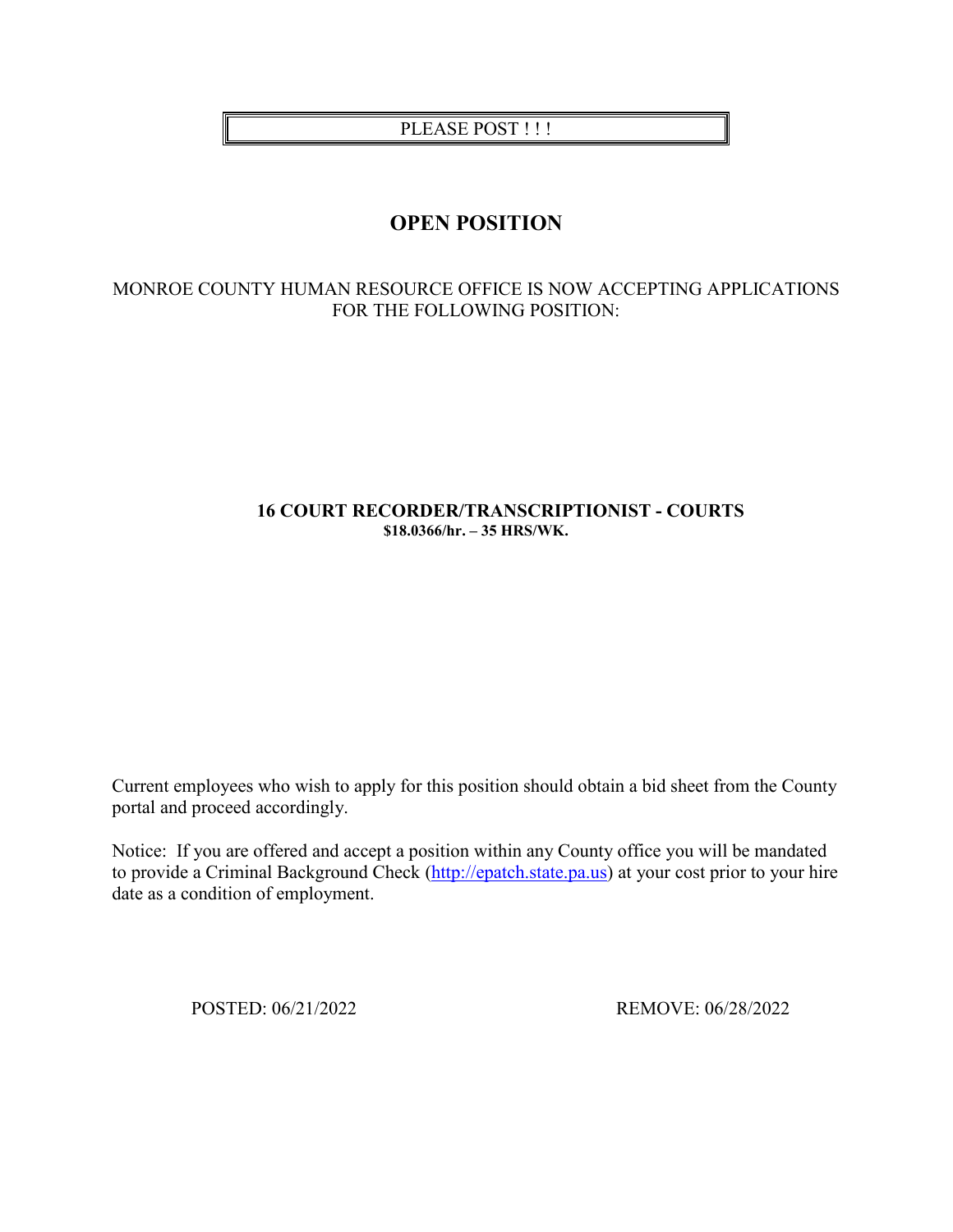PLEASE POST ! ! !

# OPEN POSITION

MONROE COUNTY HUMAN RESOURCE OFFICE IS NOW ACCEPTING APPLICATIONS FOR THE FOLLOWING POSITION:

**16 COURT RECORDER/TRANSCRIPTIONIST - COURTS**
**$18.0366/hr. – 35 HRS/WK.**

Current employees who wish to apply for this position should obtain a bid sheet from the County portal and proceed accordingly.

Notice: If you are offered and accept a position within any County office you will be mandated to provide a Criminal Background Check ([http://epatch.state.pa.us](http://epatch.state.pa.us)) at your cost prior to your hire date as a condition of employment.

POSTED: 06/21/2022 REMOVE: 06/28/2022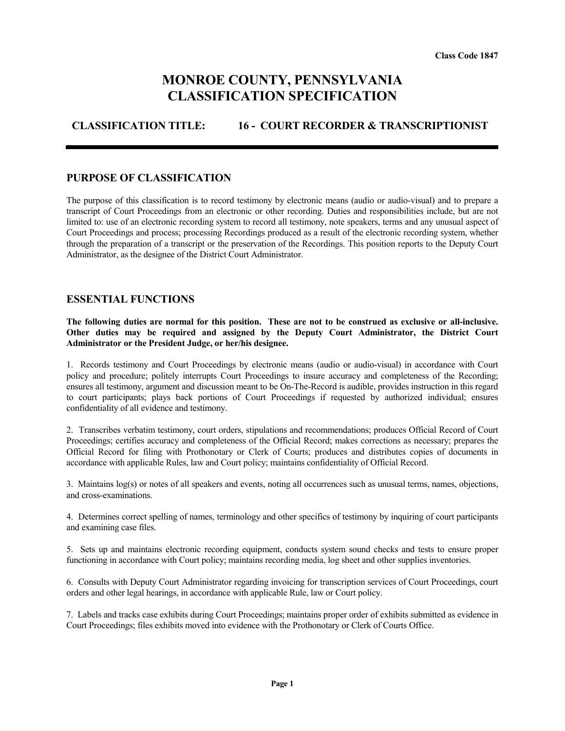Class Code 1847

# MONROE COUNTY, PENNSYLVANIA
# CLASSIFICATION SPECIFICATION

## CLASSIFICATION TITLE: 16 - COURT RECORDER & TRANSCRIPTIONIST

---

## PURPOSE OF CLASSIFICATION

The purpose of this classification is to record testimony by electronic means (audio or audio-visual) and to prepare a transcript of Court Proceedings from an electronic or other recording. Duties and responsibilities include, but are not limited to: use of an electronic recording system to record all testimony, note speakers, terms and any unusual aspect of Court Proceedings and process; processing Recordings produced as a result of the electronic recording system, whether through the preparation of a transcript or the preservation of the Recordings. This position reports to the Deputy Court Administrator, as the designee of the District Court Administrator.

## ESSENTIAL FUNCTIONS

**The following duties are normal for this position. These are not to be construed as exclusive or all-inclusive. Other duties may be required and assigned by the Deputy Court Administrator, the District Court Administrator or the President Judge, or her/his designee.**

1. Records testimony and Court Proceedings by electronic means (audio or audio-visual) in accordance with Court policy and procedure; politely interrupts Court Proceedings to insure accuracy and completeness of the Recording; ensures all testimony, argument and discussion meant to be On-The-Record is audible, provides instruction in this regard to court participants; plays back portions of Court Proceedings if requested by authorized individual; ensures confidentiality of all evidence and testimony.

2. Transcribes verbatim testimony, court orders, stipulations and recommendations; produces Official Record of Court Proceedings; certifies accuracy and completeness of the Official Record; makes corrections as necessary; prepares the Official Record for filing with Prothonotary or Clerk of Courts; produces and distributes copies of documents in accordance with applicable Rules, law and Court policy; maintains confidentiality of Official Record.

3. Maintains log(s) or notes of all speakers and events, noting all occurrences such as unusual terms, names, objections, and cross-examinations.

4. Determines correct spelling of names, terminology and other specifics of testimony by inquiring of court participants and examining case files.

5. Sets up and maintains electronic recording equipment, conducts system sound checks and tests to ensure proper functioning in accordance with Court policy; maintains recording media, log sheet and other supplies inventories.

6. Consults with Deputy Court Administrator regarding invoicing for transcription services of Court Proceedings, court orders and other legal hearings, in accordance with applicable Rule, law or Court policy.

7. Labels and tracks case exhibits during Court Proceedings; maintains proper order of exhibits submitted as evidence in Court Proceedings; files exhibits moved into evidence with the Prothonotary or Clerk of Courts Office.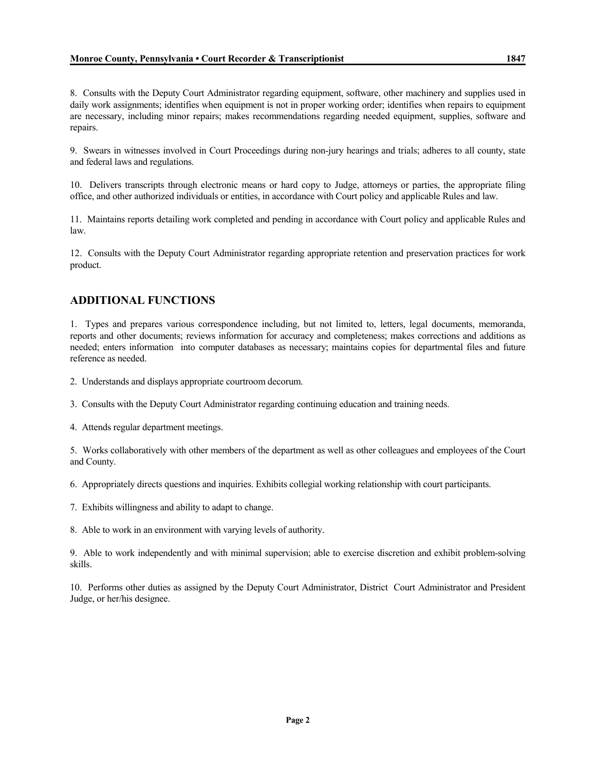8. Consults with the Deputy Court Administrator regarding equipment, software, other machinery and supplies used in daily work assignments; identifies when equipment is not in proper working order; identifies when repairs to equipment are necessary, including minor repairs; makes recommendations regarding needed equipment, supplies, software and repairs.

9. Swears in witnesses involved in Court Proceedings during non-jury hearings and trials; adheres to all county, state and federal laws and regulations.

10. Delivers transcripts through electronic means or hard copy to Judge, attorneys or parties, the appropriate filing office, and other authorized individuals or entities, in accordance with Court policy and applicable Rules and law.

11. Maintains reports detailing work completed and pending in accordance with Court policy and applicable Rules and law.

12. Consults with the Deputy Court Administrator regarding appropriate retention and preservation practices for work product.

## ADDITIONAL FUNCTIONS

1. Types and prepares various correspondence including, but not limited to, letters, legal documents, memoranda, reports and other documents; reviews information for accuracy and completeness; makes corrections and additions as needed; enters information into computer databases as necessary; maintains copies for departmental files and future reference as needed.

2. Understands and displays appropriate courtroom decorum.

3. Consults with the Deputy Court Administrator regarding continuing education and training needs.

4. Attends regular department meetings.

5. Works collaboratively with other members of the department as well as other colleagues and employees of the Court and County.

6. Appropriately directs questions and inquiries. Exhibits collegial working relationship with court participants.

7. Exhibits willingness and ability to adapt to change.

8. Able to work in an environment with varying levels of authority.

9. Able to work independently and with minimal supervision; able to exercise discretion and exhibit problem-solving skills.

10. Performs other duties as assigned by the Deputy Court Administrator, District Court Administrator and President Judge, or her/his designee.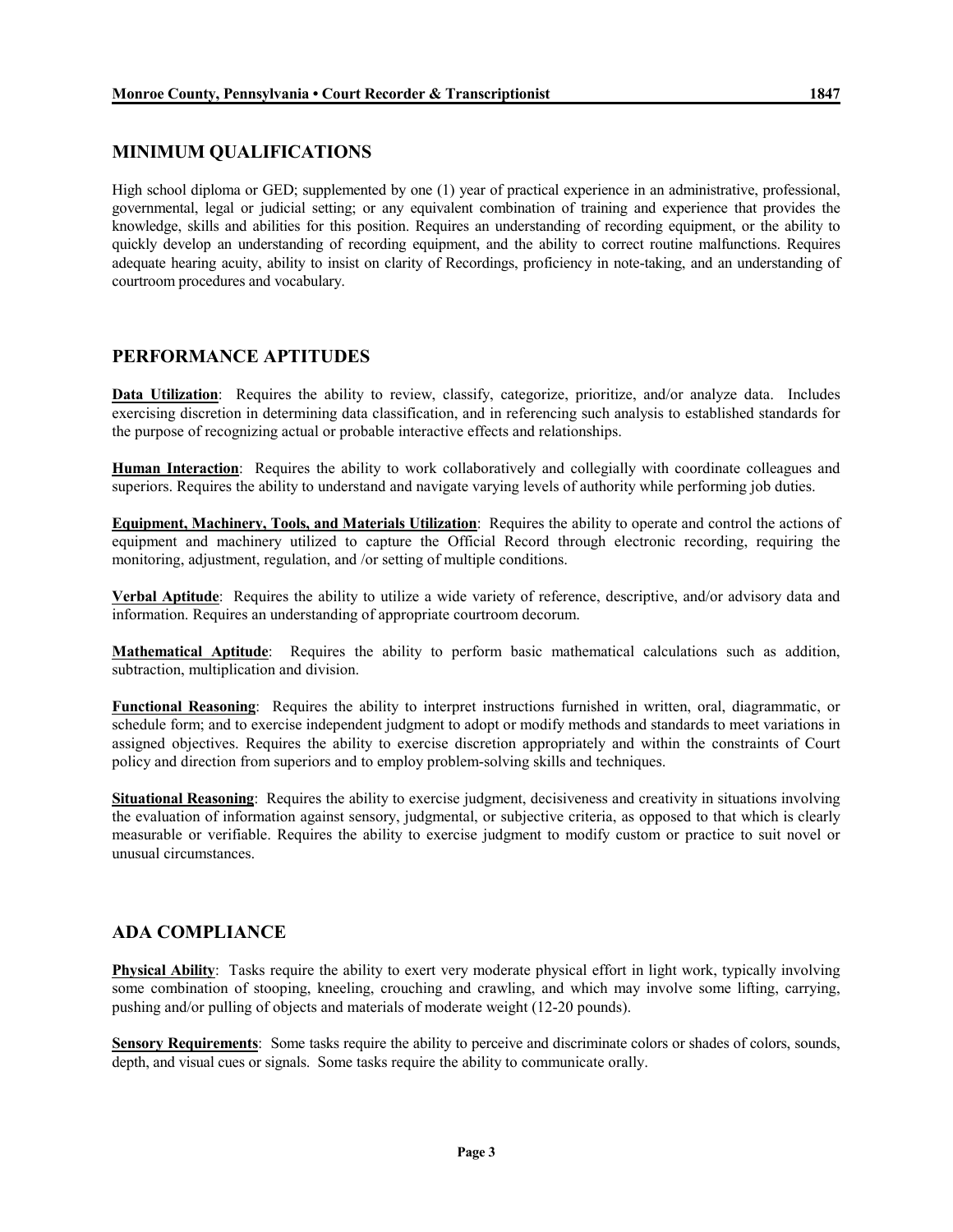## MINIMUM QUALIFICATIONS

High school diploma or GED; supplemented by one (1) year of practical experience in an administrative, professional, governmental, legal or judicial setting; or any equivalent combination of training and experience that provides the knowledge, skills and abilities for this position. Requires an understanding of recording equipment, or the ability to quickly develop an understanding of recording equipment, and the ability to correct routine malfunctions. Requires adequate hearing acuity, ability to insist on clarity of Recordings, proficiency in note-taking, and an understanding of courtroom procedures and vocabulary.

## PERFORMANCE APTITUDES

**Data Utilization**: Requires the ability to review, classify, categorize, prioritize, and/or analyze data. Includes exercising discretion in determining data classification, and in referencing such analysis to established standards for the purpose of recognizing actual or probable interactive effects and relationships.

**Human Interaction**: Requires the ability to work collaboratively and collegially with coordinate colleagues and superiors. Requires the ability to understand and navigate varying levels of authority while performing job duties.

**Equipment, Machinery, Tools, and Materials Utilization**: Requires the ability to operate and control the actions of equipment and machinery utilized to capture the Official Record through electronic recording, requiring the monitoring, adjustment, regulation, and /or setting of multiple conditions.

**Verbal Aptitude**: Requires the ability to utilize a wide variety of reference, descriptive, and/or advisory data and information. Requires an understanding of appropriate courtroom decorum.

**Mathematical Aptitude**: Requires the ability to perform basic mathematical calculations such as addition, subtraction, multiplication and division.

**Functional Reasoning**: Requires the ability to interpret instructions furnished in written, oral, diagrammatic, or schedule form; and to exercise independent judgment to adopt or modify methods and standards to meet variations in assigned objectives. Requires the ability to exercise discretion appropriately and within the constraints of Court policy and direction from superiors and to employ problem-solving skills and techniques.

**Situational Reasoning**: Requires the ability to exercise judgment, decisiveness and creativity in situations involving the evaluation of information against sensory, judgmental, or subjective criteria, as opposed to that which is clearly measurable or verifiable. Requires the ability to exercise judgment to modify custom or practice to suit novel or unusual circumstances.

## ADA COMPLIANCE

**Physical Ability**: Tasks require the ability to exert very moderate physical effort in light work, typically involving some combination of stooping, kneeling, crouching and crawling, and which may involve some lifting, carrying, pushing and/or pulling of objects and materials of moderate weight (12-20 pounds).

**Sensory Requirements**: Some tasks require the ability to perceive and discriminate colors or shades of colors, sounds, depth, and visual cues or signals. Some tasks require the ability to communicate orally.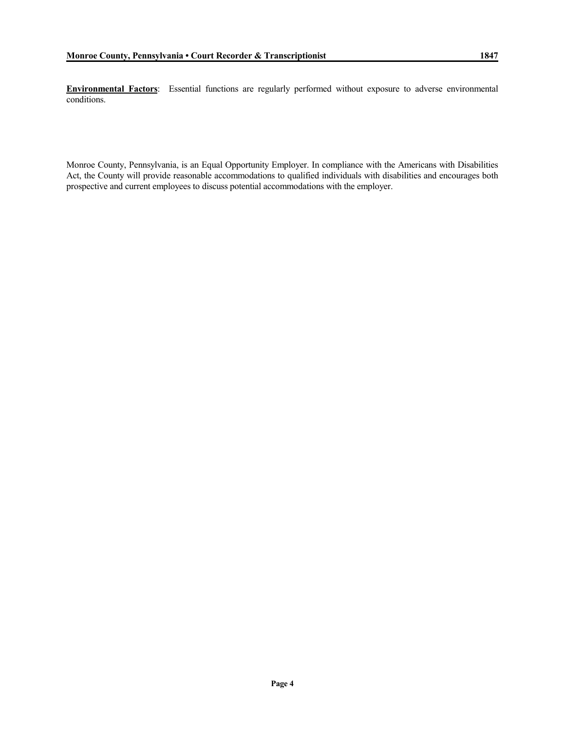**Environmental Factors**: Essential functions are regularly performed without exposure to adverse environmental conditions.

Monroe County, Pennsylvania, is an Equal Opportunity Employer. In compliance with the Americans with Disabilities Act, the County will provide reasonable accommodations to qualified individuals with disabilities and encourages both prospective and current employees to discuss potential accommodations with the employer.